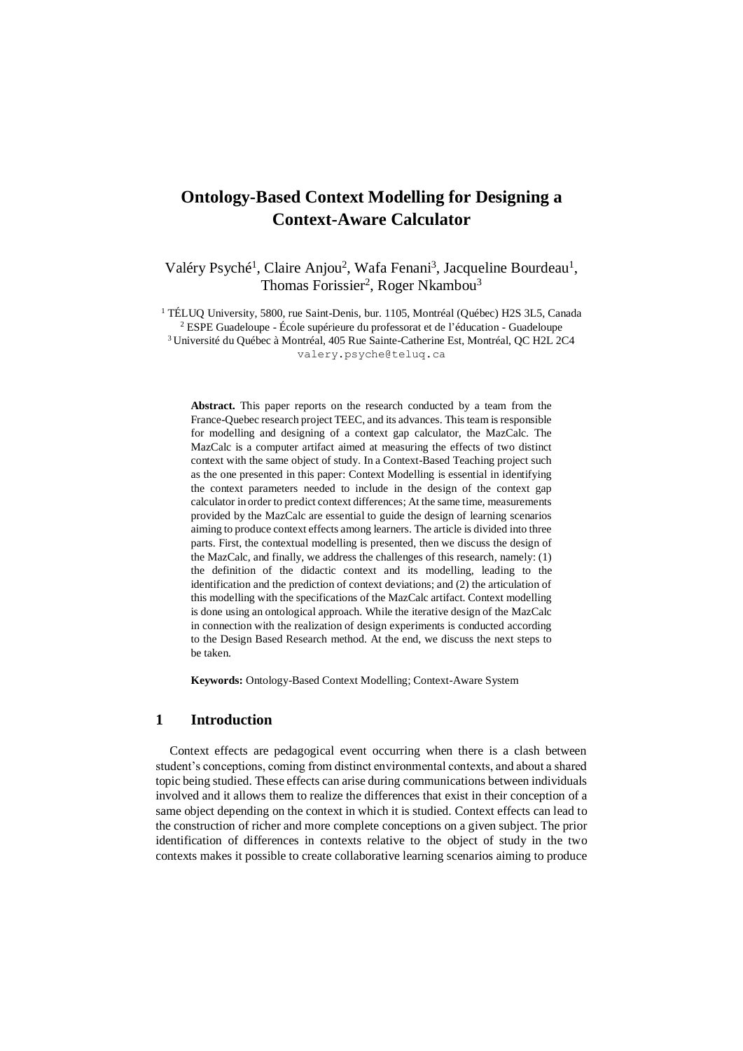# Ontology-Based Context Modelling for Designing a Context-Aware Calculator

Valéry Psyché[1], Claire Anjou[2], Wafa Fenani[3], Jacqueline Bourdeau[1], Thomas Forissier[2], Roger Nkambou[3]

[1] TÉLUQ University, 5800, rue Saint-Denis, bur. 1105, Montréal (Québec) H2S 3L5, Canada
[2] ESPE Guadeloupe - École supérieure du professorat et de l'éducation - Guadeloupe
[3] Université du Québec à Montréal, 405 Rue Sainte-Catherine Est, Montréal, QC H2L 2C4
valery.psyche@teluq.ca

**Abstract.** This paper reports on the research conducted by a team from the France-Quebec research project TEEC, and its advances. This team is responsible for modelling and designing of a context gap calculator, the MazCalc. The MazCalc is a computer artifact aimed at measuring the effects of two distinct context with the same object of study. In a Context-Based Teaching project such as the one presented in this paper: Context Modelling is essential in identifying the context parameters needed to include in the design of the context gap calculator in order to predict context differences; At the same time, measurements provided by the MazCalc are essential to guide the design of learning scenarios aiming to produce context effects among learners. The article is divided into three parts. First, the contextual modelling is presented, then we discuss the design of the MazCalc, and finally, we address the challenges of this research, namely: (1) the definition of the didactic context and its modelling, leading to the identification and the prediction of context deviations; and (2) the articulation of this modelling with the specifications of the MazCalc artifact. Context modelling is done using an ontological approach. While the iterative design of the MazCalc in connection with the realization of design experiments is conducted according to the Design Based Research method. At the end, we discuss the next steps to be taken.

**Keywords:** Ontology-Based Context Modelling; Context-Aware System

## 1 Introduction

Context effects are pedagogical event occurring when there is a clash between student's conceptions, coming from distinct environmental contexts, and about a shared topic being studied. These effects can arise during communications between individuals involved and it allows them to realize the differences that exist in their conception of a same object depending on the context in which it is studied. Context effects can lead to the construction of richer and more complete conceptions on a given subject. The prior identification of differences in contexts relative to the object of study in the two contexts makes it possible to create collaborative learning scenarios aiming to produce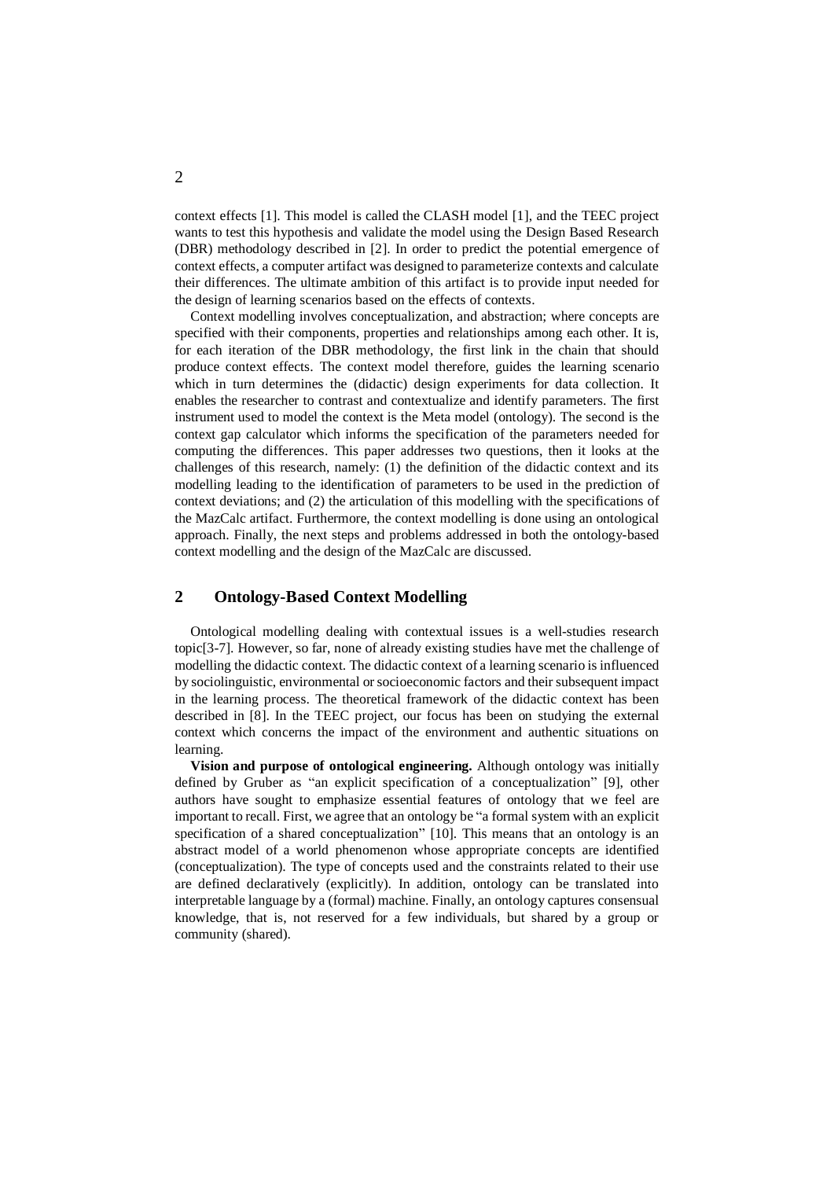context effects [1]. This model is called the CLASH model [1], and the TEEC project wants to test this hypothesis and validate the model using the Design Based Research (DBR) methodology described in [2]. In order to predict the potential emergence of context effects, a computer artifact was designed to parameterize contexts and calculate their differences. The ultimate ambition of this artifact is to provide input needed for the design of learning scenarios based on the effects of contexts.

Context modelling involves conceptualization, and abstraction; where concepts are specified with their components, properties and relationships among each other. It is, for each iteration of the DBR methodology, the first link in the chain that should produce context effects. The context model therefore, guides the learning scenario which in turn determines the (didactic) design experiments for data collection. It enables the researcher to contrast and contextualize and identify parameters. The first instrument used to model the context is the Meta model (ontology). The second is the context gap calculator which informs the specification of the parameters needed for computing the differences. This paper addresses two questions, then it looks at the challenges of this research, namely: (1) the definition of the didactic context and its modelling leading to the identification of parameters to be used in the prediction of context deviations; and (2) the articulation of this modelling with the specifications of the MazCalc artifact. Furthermore, the context modelling is done using an ontological approach. Finally, the next steps and problems addressed in both the ontology-based context modelling and the design of the MazCalc are discussed.

## 2 Ontology-Based Context Modelling

Ontological modelling dealing with contextual issues is a well-studies research topic[3-7]. However, so far, none of already existing studies have met the challenge of modelling the didactic context. The didactic context of a learning scenario is influenced by sociolinguistic, environmental or socioeconomic factors and their subsequent impact in the learning process. The theoretical framework of the didactic context has been described in [8]. In the TEEC project, our focus has been on studying the external context which concerns the impact of the environment and authentic situations on learning.

**Vision and purpose of ontological engineering.** Although ontology was initially defined by Gruber as "an explicit specification of a conceptualization" [9], other authors have sought to emphasize essential features of ontology that we feel are important to recall. First, we agree that an ontology be "a formal system with an explicit specification of a shared conceptualization" [10]. This means that an ontology is an abstract model of a world phenomenon whose appropriate concepts are identified (conceptualization). The type of concepts used and the constraints related to their use are defined declaratively (explicitly). In addition, ontology can be translated into interpretable language by a (formal) machine. Finally, an ontology captures consensual knowledge, that is, not reserved for a few individuals, but shared by a group or community (shared).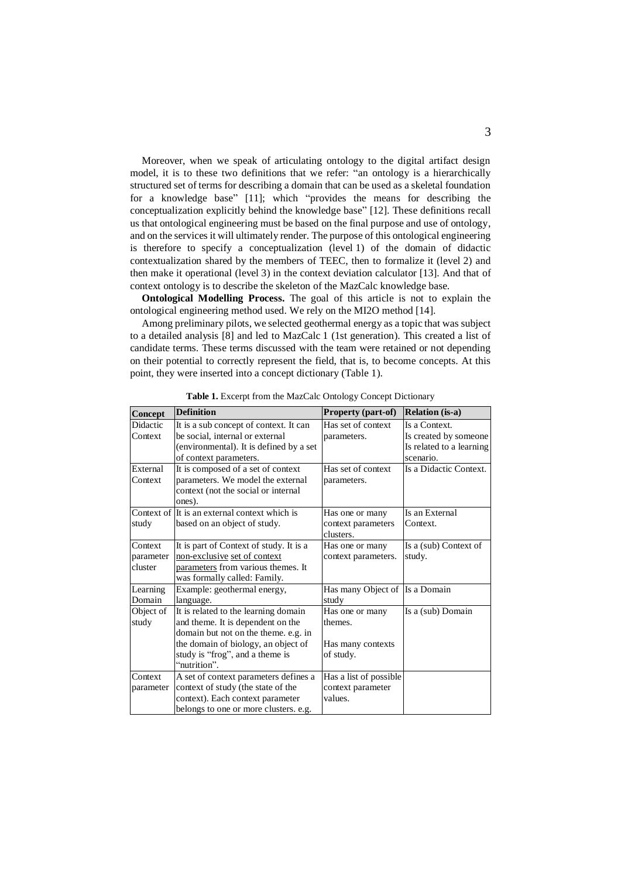Moreover, when we speak of articulating ontology to the digital artifact design model, it is to these two definitions that we refer: "an ontology is a hierarchically structured set of terms for describing a domain that can be used as a skeletal foundation for a knowledge base" [11]; which "provides the means for describing the conceptualization explicitly behind the knowledge base" [12]. These definitions recall us that ontological engineering must be based on the final purpose and use of ontology, and on the services it will ultimately render. The purpose of this ontological engineering is therefore to specify a conceptualization (level 1) of the domain of didactic contextualization shared by the members of TEEC, then to formalize it (level 2) and then make it operational (level 3) in the context deviation calculator [13]. And that of context ontology is to describe the skeleton of the MazCalc knowledge base.

**Ontological Modelling Process.** The goal of this article is not to explain the ontological engineering method used. We rely on the MI2O method [14].

Among preliminary pilots, we selected geothermal energy as a topic that was subject to a detailed analysis [8] and led to MazCalc 1 (1st generation). This created a list of candidate terms. These terms discussed with the team were retained or not depending on their potential to correctly represent the field, that is, to become concepts. At this point, they were inserted into a concept dictionary (Table 1).

**Table 1.** Excerpt from the MazCalc Ontology Concept Dictionary

| Concept | Definition | Property (part-of) | Relation (is-a) |
|---|---|---|---|
| Didactic Context | It is a sub concept of context. It can be social, internal or external (environmental). It is defined by a set of context parameters. | Has set of context parameters. | Is a Context. Is created by someone Is related to a learning scenario. |
| External Context | It is composed of a set of context parameters. We model the external context (not the social or internal ones). | Has set of context parameters. | Is a Didactic Context. |
| Context of study | It is an external context which is based on an object of study. | Has one or many context parameters clusters. | Is an External Context. |
| Context parameter cluster | It is part of Context of study. It is a non-exclusive set of context parameters from various themes. It was formally called: Family. | Has one or many context parameters. | Is a (sub) Context of study. |
| Learning Domain | Example: geothermal energy, language. | Has many Object of study | Is a Domain |
| Object of study | It is related to the learning domain and theme. It is dependent on the domain but not on the theme. e.g. in the domain of biology, an object of study is "frog", and a theme is "nutrition". | Has one or many themes. Has many contexts of study. | Is a (sub) Domain |
| Context parameter | A set of context parameters defines a context of study (the state of the context). Each context parameter belongs to one or more clusters. e.g. | Has a list of possible context parameter values. | |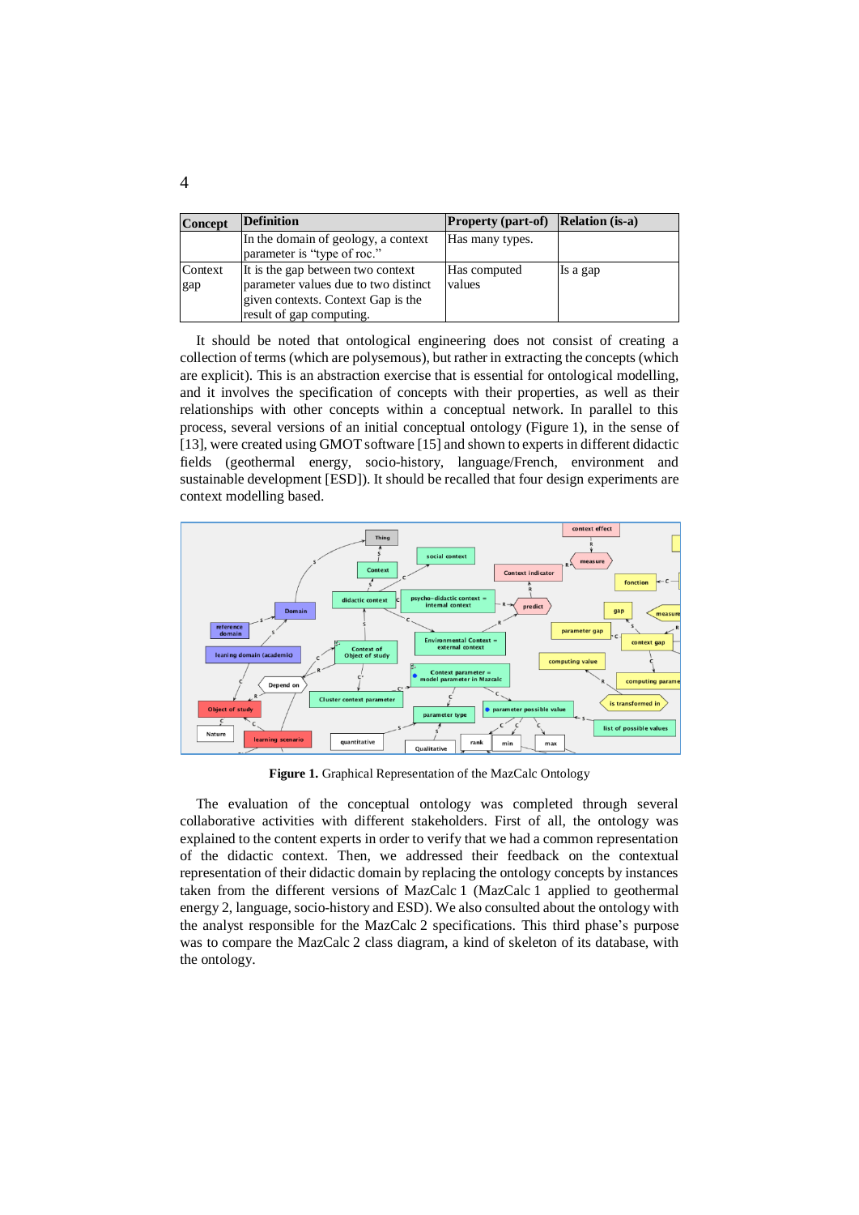| Concept | Definition | Property (part-of) | Relation (is-a) |
|---|---|---|---|
| | In the domain of geology, a context parameter is "type of roc." | Has many types. | |
| Context gap | It is the gap between two context parameter values due to two distinct given contexts. Context Gap is the result of gap computing. | Has computed values | Is a gap |

It should be noted that ontological engineering does not consist of creating a collection of terms (which are polysemous), but rather in extracting the concepts (which are explicit). This is an abstraction exercise that is essential for ontological modelling, and it involves the specification of concepts with their properties, as well as their relationships with other concepts within a conceptual network. In parallel to this process, several versions of an initial conceptual ontology (Figure 1), in the sense of [13], were created using GMOT software [15] and shown to experts in different didactic fields (geothermal energy, socio-history, language/French, environment and sustainable development [ESD]). It should be recalled that four design experiments are context modelling based.

**Figure 1.** Graphical Representation of the MazCalc Ontology

The evaluation of the conceptual ontology was completed through several collaborative activities with different stakeholders. First of all, the ontology was explained to the content experts in order to verify that we had a common representation of the didactic context. Then, we addressed their feedback on the contextual representation of their didactic domain by replacing the ontology concepts by instances taken from the different versions of MazCalc 1 (MazCalc 1 applied to geothermal energy 2, language, socio-history and ESD). We also consulted about the ontology with the analyst responsible for the MazCalc 2 specifications. This third phase's purpose was to compare the MazCalc 2 class diagram, a kind of skeleton of its database, with the ontology.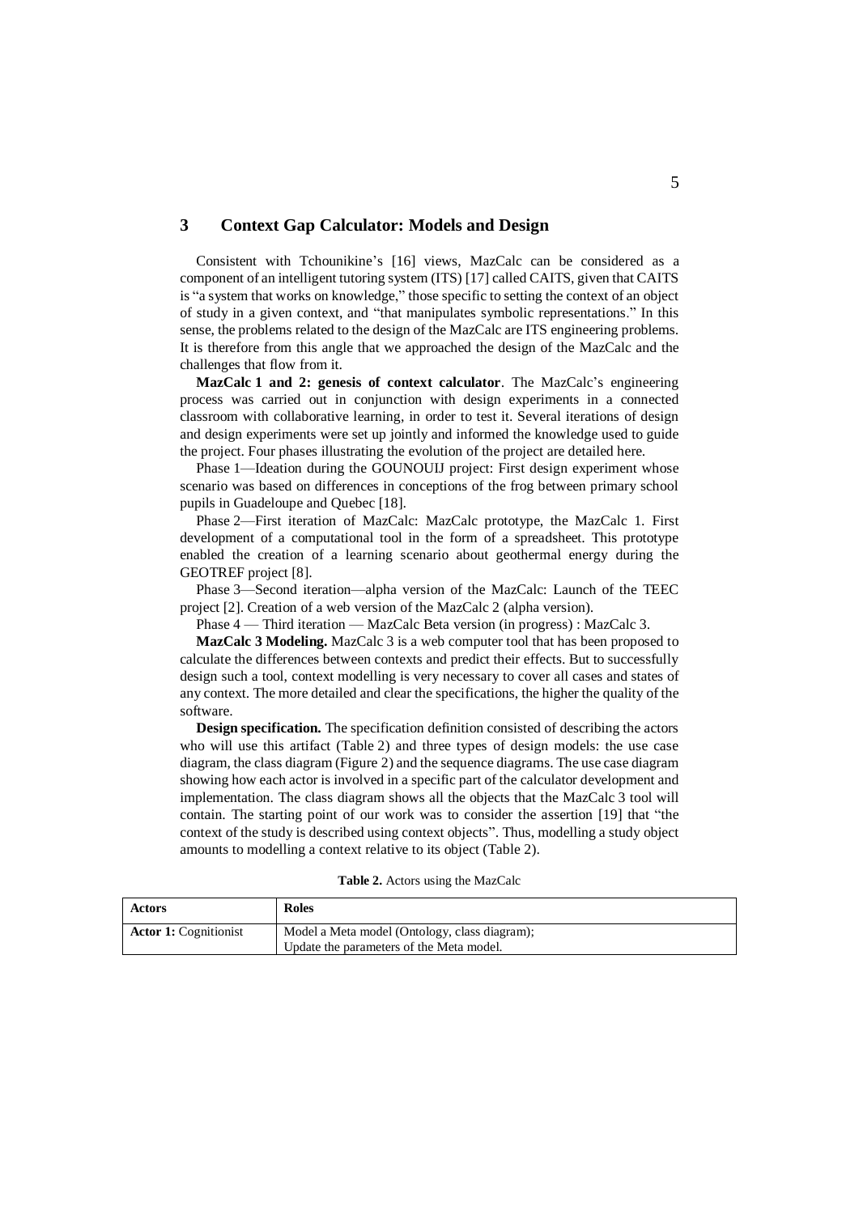## 3 Context Gap Calculator: Models and Design

Consistent with Tchounikine's [16] views, MazCalc can be considered as a component of an intelligent tutoring system (ITS) [17] called CAITS, given that CAITS is "a system that works on knowledge," those specific to setting the context of an object of study in a given context, and "that manipulates symbolic representations." In this sense, the problems related to the design of the MazCalc are ITS engineering problems. It is therefore from this angle that we approached the design of the MazCalc and the challenges that flow from it.

**MazCalc 1 and 2: genesis of context calculator**. The MazCalc's engineering process was carried out in conjunction with design experiments in a connected classroom with collaborative learning, in order to test it. Several iterations of design and design experiments were set up jointly and informed the knowledge used to guide the project. Four phases illustrating the evolution of the project are detailed here.

Phase 1—Ideation during the GOUNOUIJ project: First design experiment whose scenario was based on differences in conceptions of the frog between primary school pupils in Guadeloupe and Quebec [18].

Phase 2—First iteration of MazCalc: MazCalc prototype, the MazCalc 1. First development of a computational tool in the form of a spreadsheet. This prototype enabled the creation of a learning scenario about geothermal energy during the GEOTREF project [8].

Phase 3—Second iteration—alpha version of the MazCalc: Launch of the TEEC project [2]. Creation of a web version of the MazCalc 2 (alpha version).

Phase 4 — Third iteration — MazCalc Beta version (in progress) : MazCalc 3.

**MazCalc 3 Modeling.** MazCalc 3 is a web computer tool that has been proposed to calculate the differences between contexts and predict their effects. But to successfully design such a tool, context modelling is very necessary to cover all cases and states of any context. The more detailed and clear the specifications, the higher the quality of the software.

**Design specification.** The specification definition consisted of describing the actors who will use this artifact (Table 2) and three types of design models: the use case diagram, the class diagram (Figure 2) and the sequence diagrams. The use case diagram showing how each actor is involved in a specific part of the calculator development and implementation. The class diagram shows all the objects that the MazCalc 3 tool will contain. The starting point of our work was to consider the assertion [19] that "the context of the study is described using context objects". Thus, modelling a study object amounts to modelling a context relative to its object (Table 2).

**Table 2.** Actors using the MazCalc

| Actors | Roles |
|---|---|
| **Actor 1:** Cognitionist | Model a Meta model (Ontology, class diagram); Update the parameters of the Meta model. |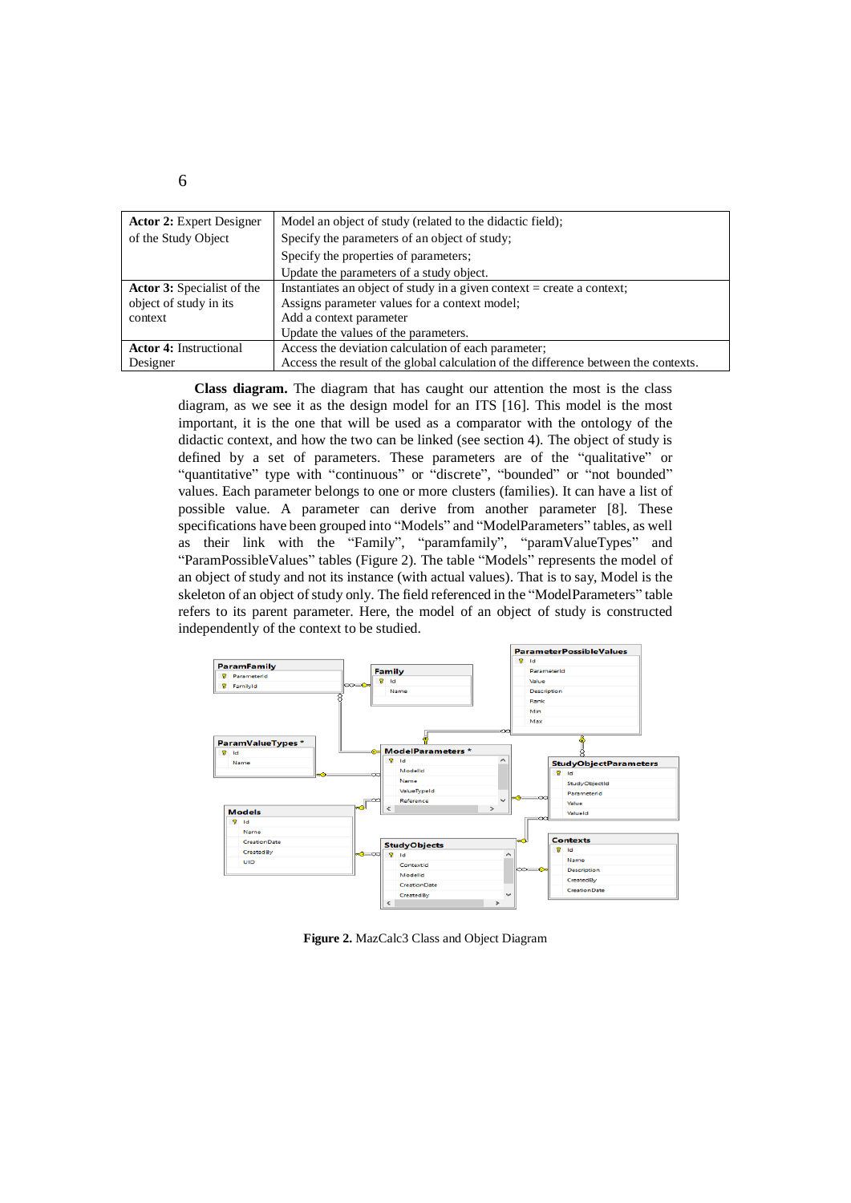| | |
|---|---|
| **Actor 2:** Expert Designer of the Study Object | Model an object of study (related to the didactic field);<br>Specify the parameters of an object of study;<br>Specify the properties of parameters;<br>Update the parameters of a study object. |
| **Actor 3:** Specialist of the object of study in its context | Instantiates an object of study in a given context = create a context;<br>Assigns parameter values for a context model;<br>Add a context parameter<br>Update the values of the parameters. |
| **Actor 4:** Instructional Designer | Access the deviation calculation of each parameter;<br>Access the result of the global calculation of the difference between the contexts. |

**Class diagram.** The diagram that has caught our attention the most is the class diagram, as we see it as the design model for an ITS [16]. This model is the most important, it is the one that will be used as a comparator with the ontology of the didactic context, and how the two can be linked (see section 4). The object of study is defined by a set of parameters. These parameters are of the "qualitative" or "quantitative" type with "continuous" or "discrete", "bounded" or "not bounded" values. Each parameter belongs to one or more clusters (families). It can have a list of possible value. A parameter can derive from another parameter [8]. These specifications have been grouped into "Models" and "ModelParameters" tables, as well as their link with the "Family", "paramfamily", "paramValueTypes" and "ParamPossibleValues" tables (Figure 2). The table "Models" represents the model of an object of study and not its instance (with actual values). That is to say, Model is the skeleton of an object of study only. The field referenced in the "ModelParameters" table refers to its parent parameter. Here, the model of an object of study is constructed independently of the context to be studied.

**Figure 2.** MazCalc3 Class and Object Diagram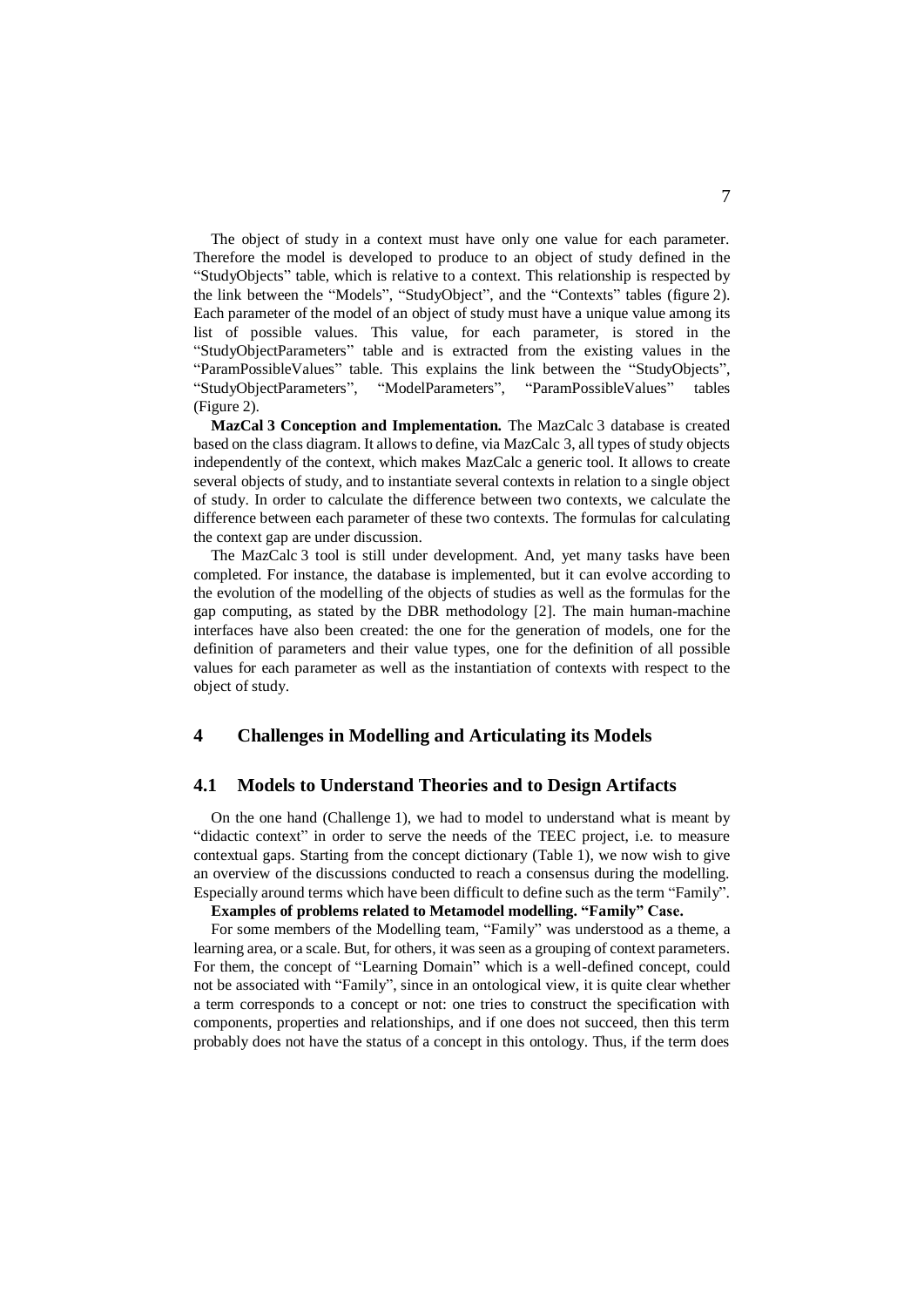The object of study in a context must have only one value for each parameter. Therefore the model is developed to produce to an object of study defined in the "StudyObjects" table, which is relative to a context. This relationship is respected by the link between the "Models", "StudyObject", and the "Contexts" tables (figure 2). Each parameter of the model of an object of study must have a unique value among its list of possible values. This value, for each parameter, is stored in the "StudyObjectParameters" table and is extracted from the existing values in the "ParamPossibleValues" table. This explains the link between the "StudyObjects", "StudyObjectParameters", "ModelParameters", "ParamPossibleValues" tables (Figure 2).

**MazCal 3 Conception and Implementation.** The MazCalc 3 database is created based on the class diagram. It allows to define, via MazCalc 3, all types of study objects independently of the context, which makes MazCalc a generic tool. It allows to create several objects of study, and to instantiate several contexts in relation to a single object of study. In order to calculate the difference between two contexts, we calculate the difference between each parameter of these two contexts. The formulas for calculating the context gap are under discussion.

The MazCalc 3 tool is still under development. And, yet many tasks have been completed. For instance, the database is implemented, but it can evolve according to the evolution of the modelling of the objects of studies as well as the formulas for the gap computing, as stated by the DBR methodology [2]. The main human-machine interfaces have also been created: the one for the generation of models, one for the definition of parameters and their value types, one for the definition of all possible values for each parameter as well as the instantiation of contexts with respect to the object of study.

## 4 Challenges in Modelling and Articulating its Models

### 4.1 Models to Understand Theories and to Design Artifacts

On the one hand (Challenge 1), we had to model to understand what is meant by "didactic context" in order to serve the needs of the TEEC project, i.e. to measure contextual gaps. Starting from the concept dictionary (Table 1), we now wish to give an overview of the discussions conducted to reach a consensus during the modelling. Especially around terms which have been difficult to define such as the term "Family".

**Examples of problems related to Metamodel modelling. "Family" Case.**

For some members of the Modelling team, "Family" was understood as a theme, a learning area, or a scale. But, for others, it was seen as a grouping of context parameters. For them, the concept of "Learning Domain" which is a well-defined concept, could not be associated with "Family", since in an ontological view, it is quite clear whether a term corresponds to a concept or not: one tries to construct the specification with components, properties and relationships, and if one does not succeed, then this term probably does not have the status of a concept in this ontology. Thus, if the term does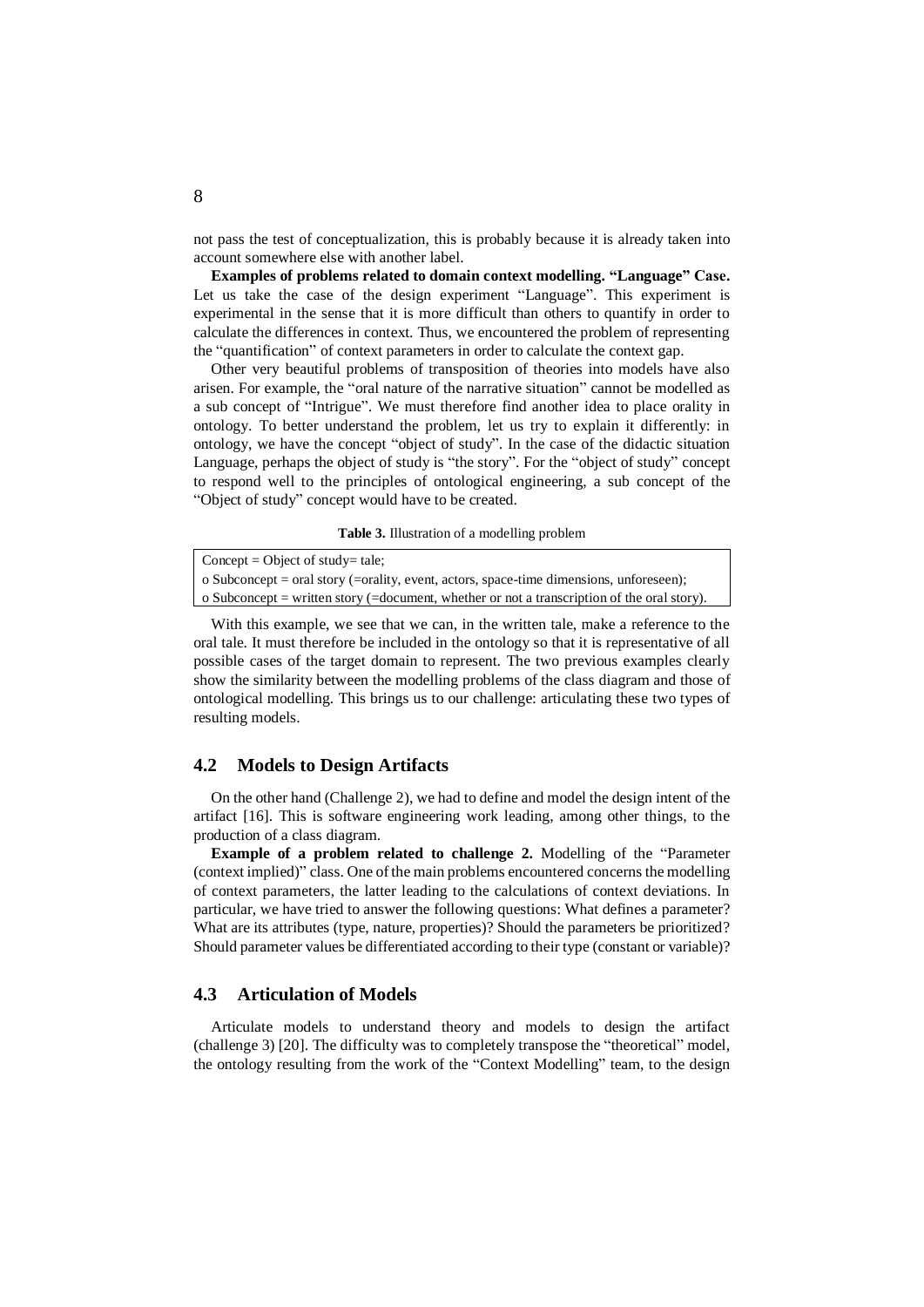not pass the test of conceptualization, this is probably because it is already taken into account somewhere else with another label.

**Examples of problems related to domain context modelling. "Language" Case.** Let us take the case of the design experiment "Language". This experiment is experimental in the sense that it is more difficult than others to quantify in order to calculate the differences in context. Thus, we encountered the problem of representing the "quantification" of context parameters in order to calculate the context gap.

Other very beautiful problems of transposition of theories into models have also arisen. For example, the "oral nature of the narrative situation" cannot be modelled as a sub concept of "Intrigue". We must therefore find another idea to place orality in ontology. To better understand the problem, let us try to explain it differently: in ontology, we have the concept "object of study". In the case of the didactic situation Language, perhaps the object of study is "the story". For the "object of study" concept to respond well to the principles of ontological engineering, a sub concept of the "Object of study" concept would have to be created.

**Table 3.** Illustration of a modelling problem

| Concept = Object of study= tale; |
|---|
| o Subconcept = oral story (=orality, event, actors, space-time dimensions, unforeseen); |
| o Subconcept = written story (=document, whether or not a transcription of the oral story). |

With this example, we see that we can, in the written tale, make a reference to the oral tale. It must therefore be included in the ontology so that it is representative of all possible cases of the target domain to represent. The two previous examples clearly show the similarity between the modelling problems of the class diagram and those of ontological modelling. This brings us to our challenge: articulating these two types of resulting models.

## 4.2 Models to Design Artifacts

On the other hand (Challenge 2), we had to define and model the design intent of the artifact [16]. This is software engineering work leading, among other things, to the production of a class diagram.

**Example of a problem related to challenge 2.** Modelling of the "Parameter (context implied)" class. One of the main problems encountered concerns the modelling of context parameters, the latter leading to the calculations of context deviations. In particular, we have tried to answer the following questions: What defines a parameter? What are its attributes (type, nature, properties)? Should the parameters be prioritized? Should parameter values be differentiated according to their type (constant or variable)?

## 4.3 Articulation of Models

Articulate models to understand theory and models to design the artifact (challenge 3) [20]. The difficulty was to completely transpose the "theoretical" model, the ontology resulting from the work of the "Context Modelling" team, to the design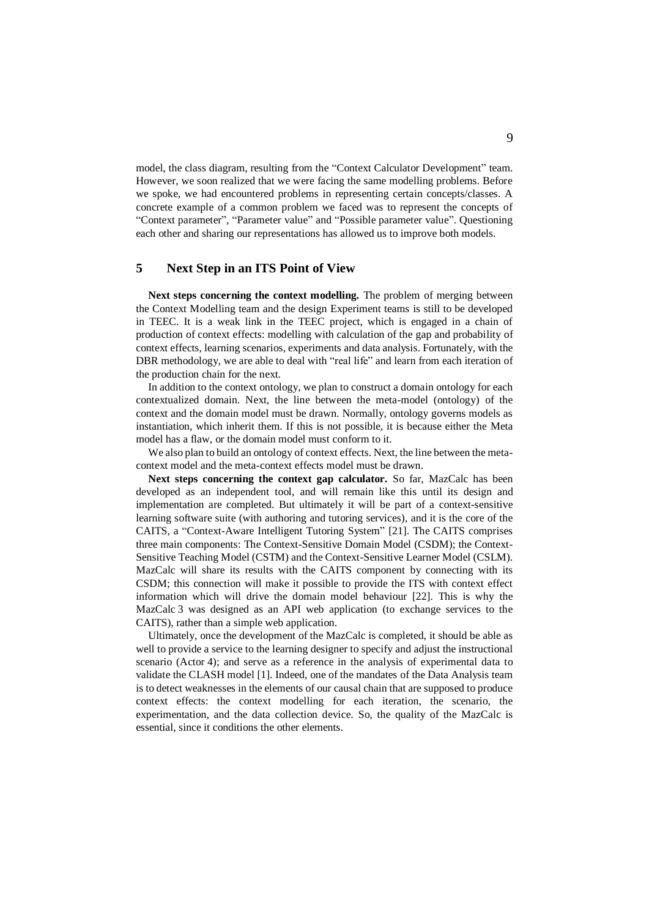model, the class diagram, resulting from the "Context Calculator Development" team. However, we soon realized that we were facing the same modelling problems. Before we spoke, we had encountered problems in representing certain concepts/classes. A concrete example of a common problem we faced was to represent the concepts of "Context parameter", "Parameter value" and "Possible parameter value". Questioning each other and sharing our representations has allowed us to improve both models.

## 5 Next Step in an ITS Point of View

**Next steps concerning the context modelling.** The problem of merging between the Context Modelling team and the design Experiment teams is still to be developed in TEEC. It is a weak link in the TEEC project, which is engaged in a chain of production of context effects: modelling with calculation of the gap and probability of context effects, learning scenarios, experiments and data analysis. Fortunately, with the DBR methodology, we are able to deal with "real life" and learn from each iteration of the production chain for the next.

In addition to the context ontology, we plan to construct a domain ontology for each contextualized domain. Next, the line between the meta-model (ontology) of the context and the domain model must be drawn. Normally, ontology governs models as instantiation, which inherit them. If this is not possible, it is because either the Meta model has a flaw, or the domain model must conform to it.

We also plan to build an ontology of context effects. Next, the line between the meta-context model and the meta-context effects model must be drawn.

**Next steps concerning the context gap calculator.** So far, MazCalc has been developed as an independent tool, and will remain like this until its design and implementation are completed. But ultimately it will be part of a context-sensitive learning software suite (with authoring and tutoring services), and it is the core of the CAITS, a "Context-Aware Intelligent Tutoring System" [21]. The CAITS comprises three main components: The Context-Sensitive Domain Model (CSDM); the Context-Sensitive Teaching Model (CSTM) and the Context-Sensitive Learner Model (CSLM). MazCalc will share its results with the CAITS component by connecting with its CSDM; this connection will make it possible to provide the ITS with context effect information which will drive the domain model behaviour [22]. This is why the MazCalc 3 was designed as an API web application (to exchange services to the CAITS), rather than a simple web application.

Ultimately, once the development of the MazCalc is completed, it should be able as well to provide a service to the learning designer to specify and adjust the instructional scenario (Actor 4); and serve as a reference in the analysis of experimental data to validate the CLASH model [1]. Indeed, one of the mandates of the Data Analysis team is to detect weaknesses in the elements of our causal chain that are supposed to produce context effects: the context modelling for each iteration, the scenario, the experimentation, and the data collection device. So, the quality of the MazCalc is essential, since it conditions the other elements.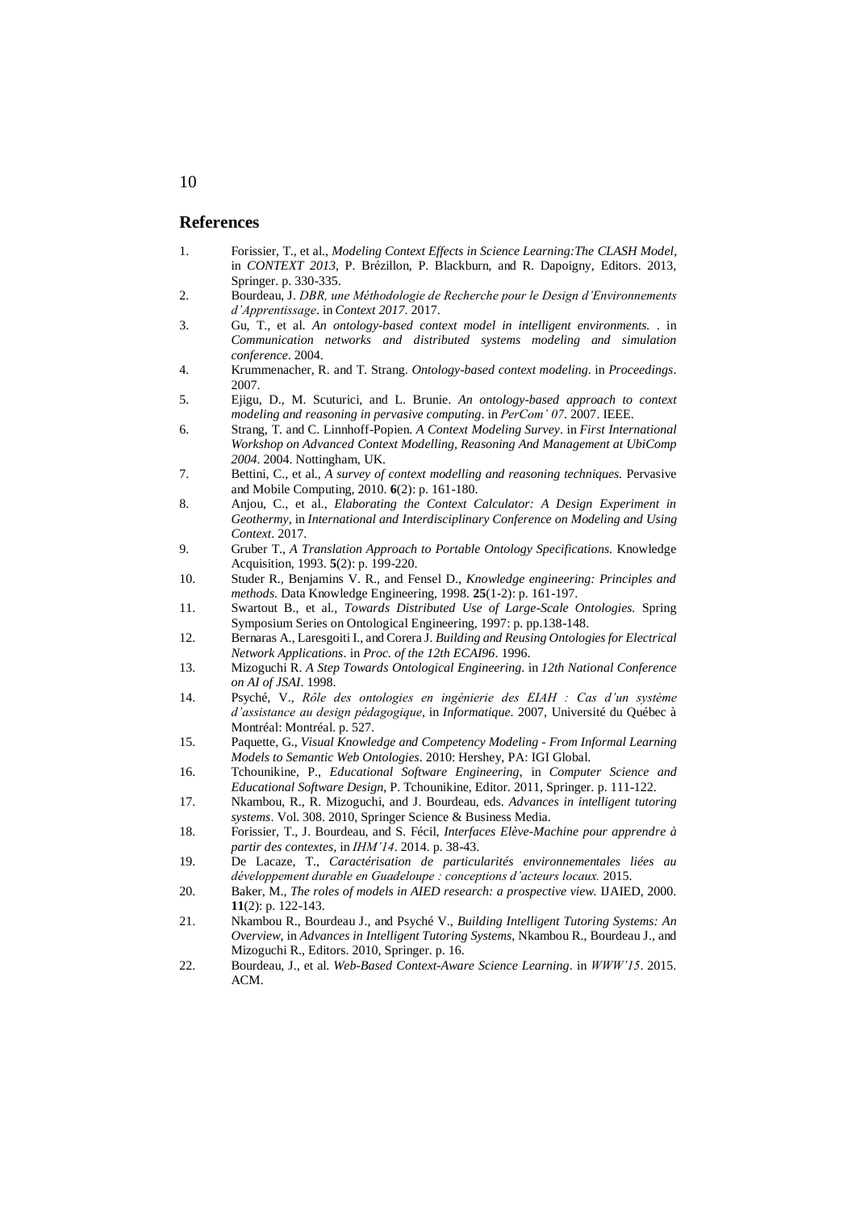## References

1. Forissier, T., et al., *Modeling Context Effects in Science Learning:The CLASH Model*, in *CONTEXT 2013*, P. Brézillon, P. Blackburn, and R. Dapoigny, Editors. 2013, Springer. p. 330-335.
2. Bourdeau, J. *DBR, une Méthodologie de Recherche pour le Design d'Environnements d'Apprentissage*. in *Context 2017*. 2017.
3. Gu, T., et al. *An ontology-based context model in intelligent environments.* . in *Communication networks and distributed systems modeling and simulation conference*. 2004.
4. Krummenacher, R. and T. Strang. *Ontology-based context modeling*. in *Proceedings*. 2007.
5. Ejigu, D., M. Scuturici, and L. Brunie. *An ontology-based approach to context modeling and reasoning in pervasive computing*. in *PerCom' 07*. 2007. IEEE.
6. Strang, T. and C. Linnhoff-Popien. *A Context Modeling Survey*. in *First International Workshop on Advanced Context Modelling, Reasoning And Management at UbiComp 2004*. 2004. Nottingham, UK.
7. Bettini, C., et al., *A survey of context modelling and reasoning techniques.* Pervasive and Mobile Computing, 2010. **6**(2): p. 161-180.
8. Anjou, C., et al., *Elaborating the Context Calculator: A Design Experiment in Geothermy*, in *International and Interdisciplinary Conference on Modeling and Using Context*. 2017.
9. Gruber T., *A Translation Approach to Portable Ontology Specifications.* Knowledge Acquisition, 1993. **5**(2): p. 199-220.
10. Studer R., Benjamins V. R., and Fensel D., *Knowledge engineering: Principles and methods.* Data Knowledge Engineering, 1998. **25**(1-2): p. 161-197.
11. Swartout B., et al., *Towards Distributed Use of Large-Scale Ontologies.* Spring Symposium Series on Ontological Engineering, 1997: p. pp.138-148.
12. Bernaras A., Laresgoiti I., and Corera J. *Building and Reusing Ontologies for Electrical Network Applications*. in *Proc. of the 12th ECAI96*. 1996.
13. Mizoguchi R. *A Step Towards Ontological Engineering*. in *12th National Conference on AI of JSAI*. 1998.
14. Psyché, V., *Rôle des ontologies en ingénierie des EIAH : Cas d'un système d'assistance au design pédagogique*, in *Informatique*. 2007, Université du Québec à Montréal: Montréal. p. 527.
15. Paquette, G., *Visual Knowledge and Competency Modeling - From Informal Learning Models to Semantic Web Ontologies*. 2010: Hershey, PA: IGI Global.
16. Tchounikine, P., *Educational Software Engineering*, in *Computer Science and Educational Software Design*, P. Tchounikine, Editor. 2011, Springer. p. 111-122.
17. Nkambou, R., R. Mizoguchi, and J. Bourdeau, eds. *Advances in intelligent tutoring systems*. Vol. 308. 2010, Springer Science & Business Media.
18. Forissier, T., J. Bourdeau, and S. Fécil, *Interfaces Elève-Machine pour apprendre à partir des contextes*, in *IHM'14*. 2014. p. 38-43.
19. De Lacaze, T., *Caractérisation de particularités environnementales liées au développement durable en Guadeloupe : conceptions d'acteurs locaux.* 2015.
20. Baker, M., *The roles of models in AIED research: a prospective view.* IJAIED, 2000. **11**(2): p. 122-143.
21. Nkambou R., Bourdeau J., and Psyché V., *Building Intelligent Tutoring Systems: An Overview*, in *Advances in Intelligent Tutoring Systems*, Nkambou R., Bourdeau J., and Mizoguchi R., Editors. 2010, Springer. p. 16.
22. Bourdeau, J., et al. *Web-Based Context-Aware Science Learning*. in *WWW'15*. 2015. ACM.